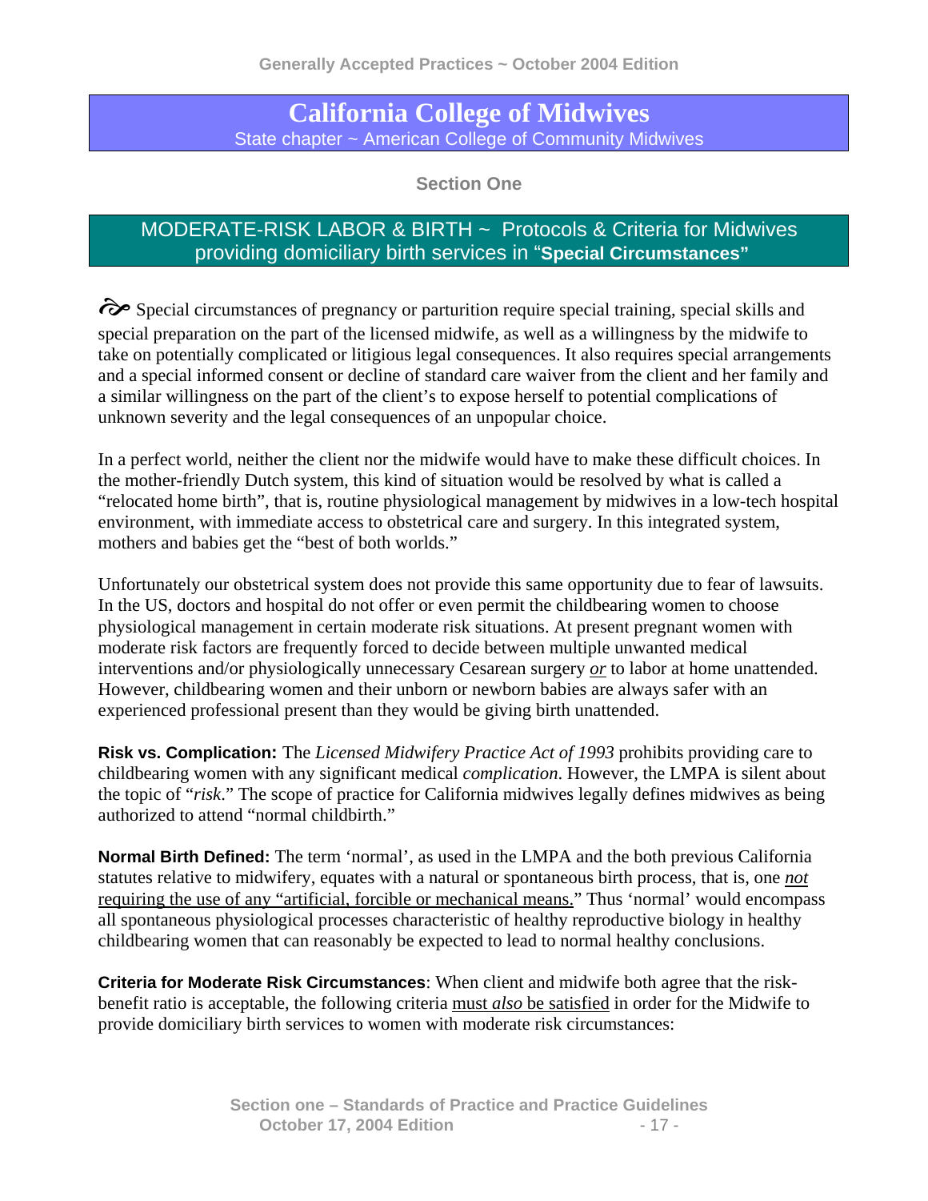# California College of Midwives

State chapter ~ American College of Community Midwives

## Section One

## MODERATE-RISK LABOR & BIRTH ~ Protocols & Criteria for Midwives providing domiciliary birth services in "**Special Circumstances"**

Special circumstances of pregnancy or parturition require special training, special skills and special preparation on the part of the licensed midwife, as well as a willingness by the midwife to take on potentially complicated or litigious legal consequences. It also requires special arrangements and a special informed consent or decline of standard care waiver from the client and her family and a similar willingness on the part of the client's to expose herself to potential complications of unknown severity and the legal consequences of an unpopular choice.

In a perfect world, neither the client nor the midwife would have to make these difficult choices. In the mother-friendly Dutch system, this kind of situation would be resolved by what is called a "relocated home birth", that is, routine physiological management by midwives in a low-tech hospital environment, with immediate access to obstetrical care and surgery. In this integrated system, mothers and babies get the "best of both worlds."

Unfortunately our obstetrical system does not provide this same opportunity due to fear of lawsuits. In the US, doctors and hospital do not offer or even permit the childbearing women to choose physiological management in certain moderate risk situations. At present pregnant women with moderate risk factors are frequently forced to decide between multiple unwanted medical interventions and/or physiologically unnecessary Cesarean surgery ***or*** to labor at home unattended. However, childbearing women and their unborn or newborn babies are always safer with an experienced professional present than they would be giving birth unattended.

**Risk vs. Complication:** The *Licensed Midwifery Practice Act of 1993* prohibits providing care to childbearing women with any significant medical *complication*. However, the LMPA is silent about the topic of "*risk*." The scope of practice for California midwives legally defines midwives as being authorized to attend "normal childbirth."

**Normal Birth Defined:** The term 'normal', as used in the LMPA and the both previous California statutes relative to midwifery, equates with a natural or spontaneous birth process, that is, one ***not*** requiring the use of any "artificial, forcible or mechanical means." Thus 'normal' would encompass all spontaneous physiological processes characteristic of healthy reproductive biology in healthy childbearing women that can reasonably be expected to lead to normal healthy conclusions.

**Criteria for Moderate Risk Circumstances**: When client and midwife both agree that the risk-benefit ratio is acceptable, the following criteria must *also* be satisfied in order for the Midwife to provide domiciliary birth services to women with moderate risk circumstances: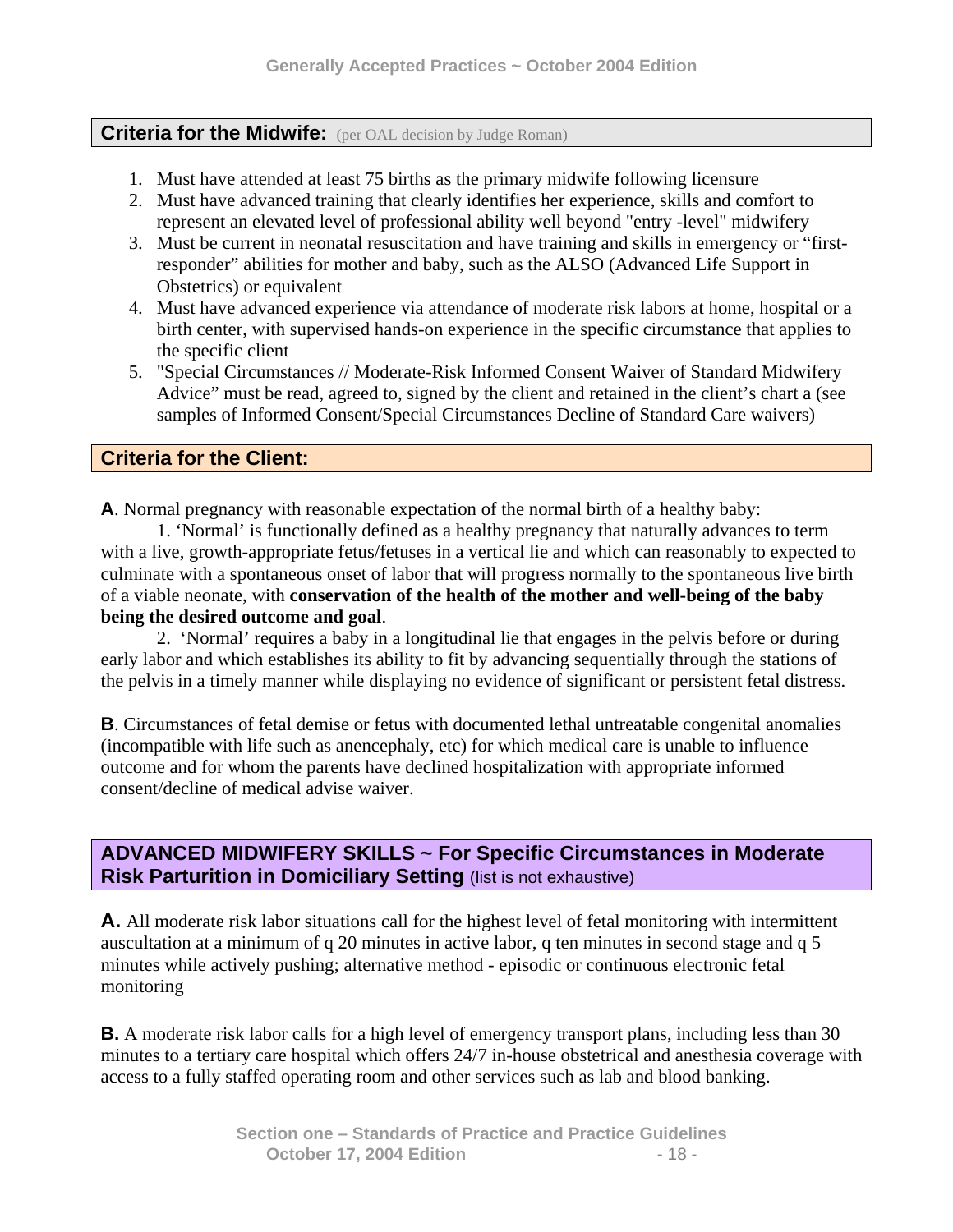## Criteria for the Midwife: (per OAL decision by Judge Roman)

1. Must have attended at least 75 births as the primary midwife following licensure
2. Must have advanced training that clearly identifies her experience, skills and comfort to represent an elevated level of professional ability well beyond "entry -level" midwifery
3. Must be current in neonatal resuscitation and have training and skills in emergency or "first-responder" abilities for mother and baby, such as the ALSO (Advanced Life Support in Obstetrics) or equivalent
4. Must have advanced experience via attendance of moderate risk labors at home, hospital or a birth center, with supervised hands-on experience in the specific circumstance that applies to the specific client
5. "Special Circumstances // Moderate-Risk Informed Consent Waiver of Standard Midwifery Advice" must be read, agreed to, signed by the client and retained in the client's chart a (see samples of Informed Consent/Special Circumstances Decline of Standard Care waivers)

## Criteria for the Client:

**A**. Normal pregnancy with reasonable expectation of the normal birth of a healthy baby:

1. 'Normal' is functionally defined as a healthy pregnancy that naturally advances to term with a live, growth-appropriate fetus/fetuses in a vertical lie and which can reasonably to expected to culminate with a spontaneous onset of labor that will progress normally to the spontaneous live birth of a viable neonate, with **conservation of the health of the mother and well-being of the baby being the desired outcome and goal**.

2. 'Normal' requires a baby in a longitudinal lie that engages in the pelvis before or during early labor and which establishes its ability to fit by advancing sequentially through the stations of the pelvis in a timely manner while displaying no evidence of significant or persistent fetal distress.

**B**. Circumstances of fetal demise or fetus with documented lethal untreatable congenital anomalies (incompatible with life such as anencephaly, etc) for which medical care is unable to influence outcome and for whom the parents have declined hospitalization with appropriate informed consent/decline of medical advise waiver.

## ADVANCED MIDWIFERY SKILLS ~ For Specific Circumstances in Moderate Risk Parturition in Domiciliary Setting (list is not exhaustive)

**A.** All moderate risk labor situations call for the highest level of fetal monitoring with intermittent auscultation at a minimum of q 20 minutes in active labor, q ten minutes in second stage and q 5 minutes while actively pushing; alternative method - episodic or continuous electronic fetal monitoring

**B.** A moderate risk labor calls for a high level of emergency transport plans, including less than 30 minutes to a tertiary care hospital which offers 24/7 in-house obstetrical and anesthesia coverage with access to a fully staffed operating room and other services such as lab and blood banking.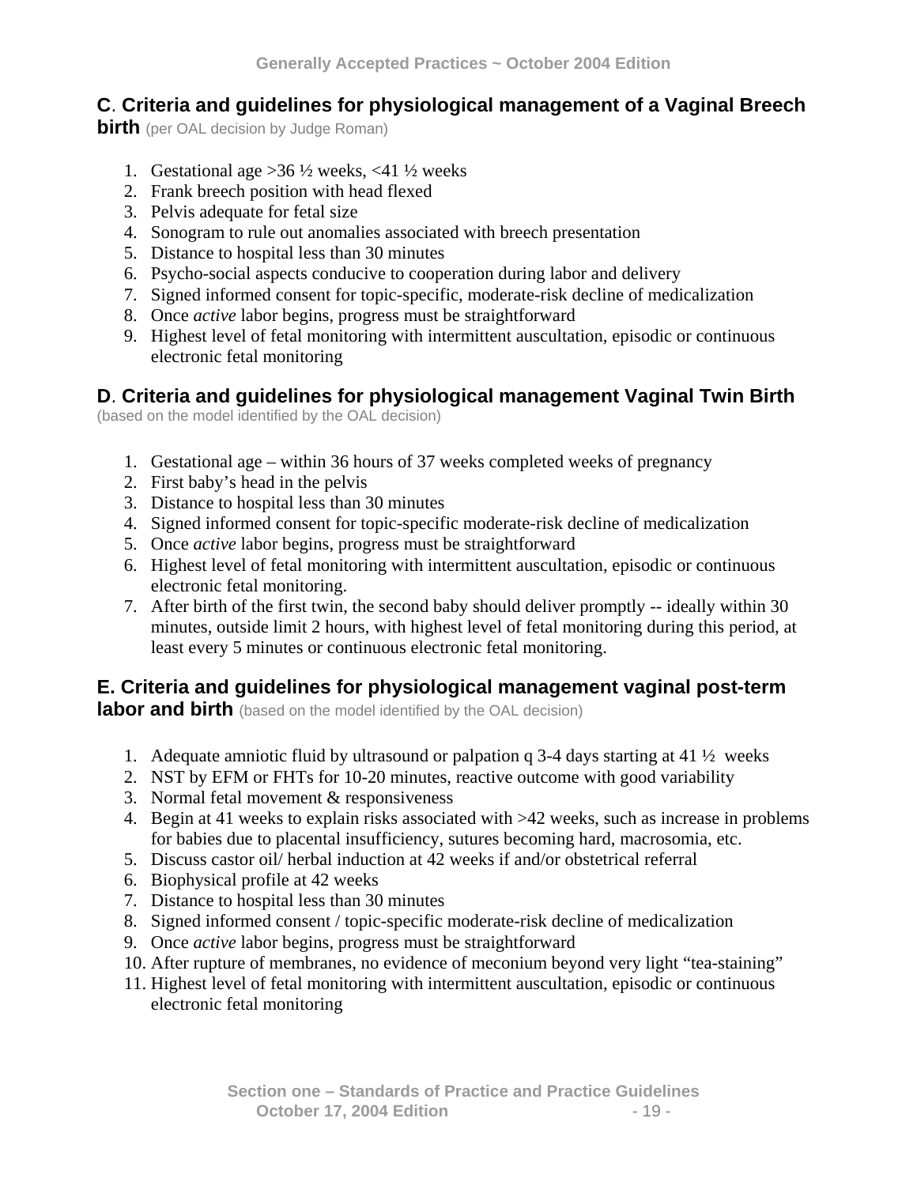### **C**. **Criteria and guidelines for physiological management of a Vaginal Breech birth** (per OAL decision by Judge Roman)

1. Gestational age >36 ½ weeks, <41 ½ weeks
2. Frank breech position with head flexed
3. Pelvis adequate for fetal size
4. Sonogram to rule out anomalies associated with breech presentation
5. Distance to hospital less than 30 minutes
6. Psycho-social aspects conducive to cooperation during labor and delivery
7. Signed informed consent for topic-specific, moderate-risk decline of medicalization
8. Once *active* labor begins, progress must be straightforward
9. Highest level of fetal monitoring with intermittent auscultation, episodic or continuous electronic fetal monitoring

### **D**. **Criteria and guidelines for physiological management Vaginal Twin Birth** (based on the model identified by the OAL decision)

1. Gestational age – within 36 hours of 37 weeks completed weeks of pregnancy
2. First baby's head in the pelvis
3. Distance to hospital less than 30 minutes
4. Signed informed consent for topic-specific moderate-risk decline of medicalization
5. Once *active* labor begins, progress must be straightforward
6. Highest level of fetal monitoring with intermittent auscultation, episodic or continuous electronic fetal monitoring.
7. After birth of the first twin, the second baby should deliver promptly -- ideally within 30 minutes, outside limit 2 hours, with highest level of fetal monitoring during this period, at least every 5 minutes or continuous electronic fetal monitoring.

### **E. Criteria and guidelines for physiological management vaginal post-term labor and birth** (based on the model identified by the OAL decision)

1. Adequate amniotic fluid by ultrasound or palpation q 3-4 days starting at 41 ½ weeks
2. NST by EFM or FHTs for 10-20 minutes, reactive outcome with good variability
3. Normal fetal movement & responsiveness
4. Begin at 41 weeks to explain risks associated with >42 weeks, such as increase in problems for babies due to placental insufficiency, sutures becoming hard, macrosomia, etc.
5. Discuss castor oil/ herbal induction at 42 weeks if and/or obstetrical referral
6. Biophysical profile at 42 weeks
7. Distance to hospital less than 30 minutes
8. Signed informed consent / topic-specific moderate-risk decline of medicalization
9. Once *active* labor begins, progress must be straightforward
10. After rupture of membranes, no evidence of meconium beyond very light "tea-staining"
11. Highest level of fetal monitoring with intermittent auscultation, episodic or continuous electronic fetal monitoring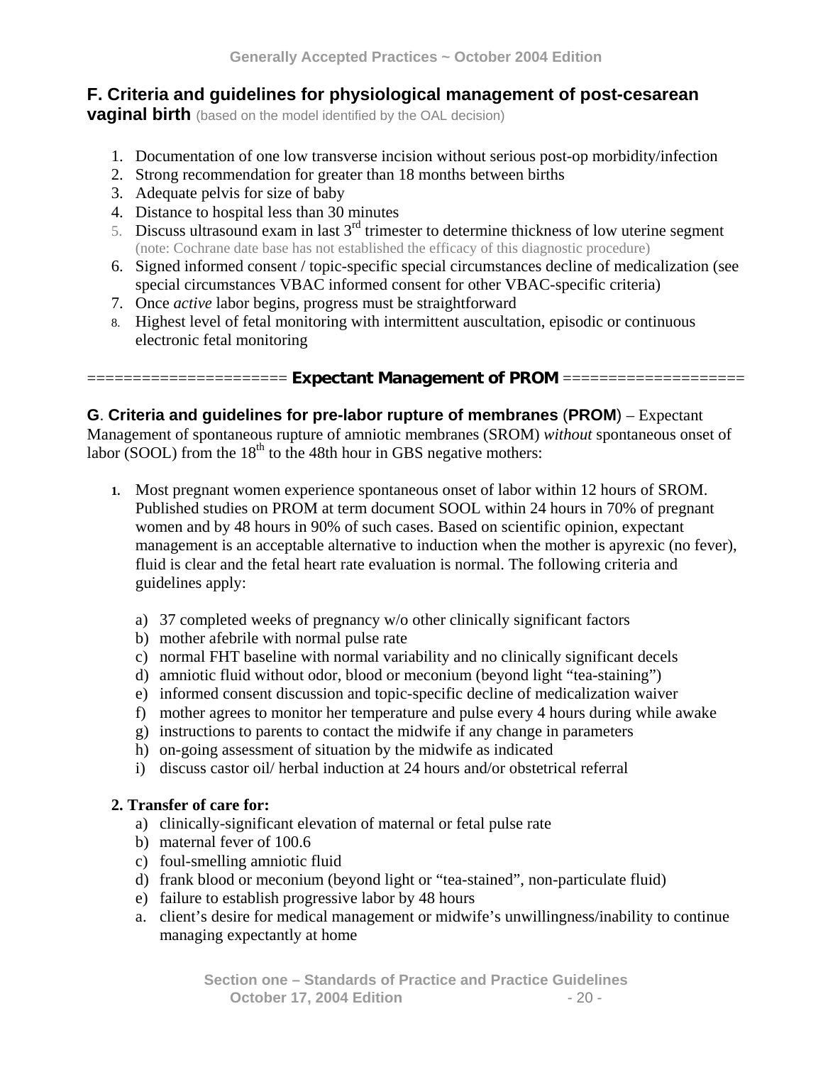## F. Criteria and guidelines for physiological management of post-cesarean vaginal birth (based on the model identified by the OAL decision)

1. Documentation of one low transverse incision without serious post-op morbidity/infection
2. Strong recommendation for greater than 18 months between births
3. Adequate pelvis for size of baby
4. Distance to hospital less than 30 minutes
5. Discuss ultrasound exam in last 3rd trimester to determine thickness of low uterine segment (note: Cochrane date base has not established the efficacy of this diagnostic procedure)
6. Signed informed consent / topic-specific special circumstances decline of medicalization (see special circumstances VBAC informed consent for other VBAC-specific criteria)
7. Once *active* labor begins, progress must be straightforward
8. Highest level of fetal monitoring with intermittent auscultation, episodic or continuous electronic fetal monitoring

===================== **Expectant Management of PROM** ====================

**G**. **Criteria and guidelines for pre-labor rupture of membranes** (**PROM**) – Expectant Management of spontaneous rupture of amniotic membranes (SROM) *without* spontaneous onset of labor (SOOL) from the 18th to the 48th hour in GBS negative mothers:

1. Most pregnant women experience spontaneous onset of labor within 12 hours of SROM. Published studies on PROM at term document SOOL within 24 hours in 70% of pregnant women and by 48 hours in 90% of such cases. Based on scientific opinion, expectant management is an acceptable alternative to induction when the mother is apyrexic (no fever), fluid is clear and the fetal heart rate evaluation is normal. The following criteria and guidelines apply:

   a) 37 completed weeks of pregnancy w/o other clinically significant factors
   b) mother afebrile with normal pulse rate
   c) normal FHT baseline with normal variability and no clinically significant decels
   d) amniotic fluid without odor, blood or meconium (beyond light "tea-staining")
   e) informed consent discussion and topic-specific decline of medicalization waiver
   f) mother agrees to monitor her temperature and pulse every 4 hours during while awake
   g) instructions to parents to contact the midwife if any change in parameters
   h) on-going assessment of situation by the midwife as indicated
   i) discuss castor oil/ herbal induction at 24 hours and/or obstetrical referral

**2. Transfer of care for:**

   a) clinically-significant elevation of maternal or fetal pulse rate
   b) maternal fever of 100.6
   c) foul-smelling amniotic fluid
   d) frank blood or meconium (beyond light or "tea-stained", non-particulate fluid)
   e) failure to establish progressive labor by 48 hours
   a. client's desire for medical management or midwife's unwillingness/inability to continue managing expectantly at home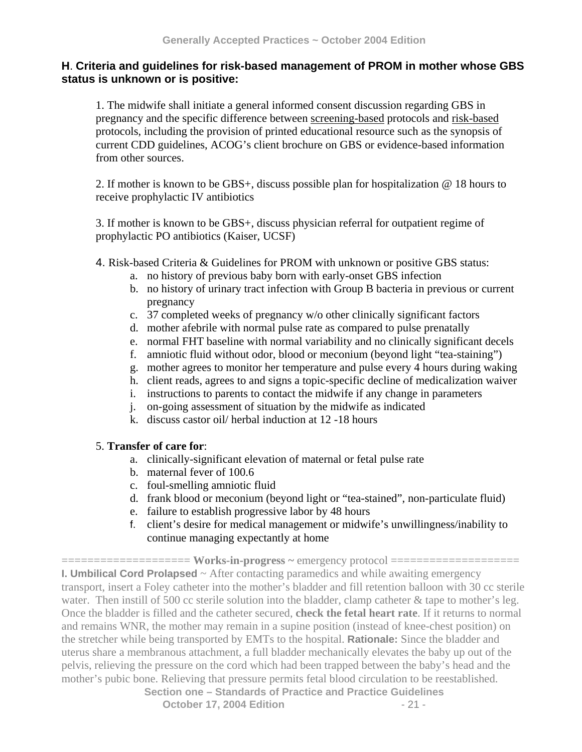## **H**. **Criteria and guidelines for risk-based management of PROM in mother whose GBS status is unknown or is positive:**

1. The midwife shall initiate a general informed consent discussion regarding GBS in pregnancy and the specific difference between screening-based protocols and risk-based protocols, including the provision of printed educational resource such as the synopsis of current CDD guidelines, ACOG's client brochure on GBS or evidence-based information from other sources.

2. If mother is known to be GBS+, discuss possible plan for hospitalization @ 18 hours to receive prophylactic IV antibiotics

3. If mother is known to be GBS+, discuss physician referral for outpatient regime of prophylactic PO antibiotics (Kaiser, UCSF)

4. Risk-based Criteria & Guidelines for PROM with unknown or positive GBS status:
   a. no history of previous baby born with early-onset GBS infection
   b. no history of urinary tract infection with Group B bacteria in previous or current pregnancy
   c. 37 completed weeks of pregnancy w/o other clinically significant factors
   d. mother afebrile with normal pulse rate as compared to pulse prenatally
   e. normal FHT baseline with normal variability and no clinically significant decels
   f. amniotic fluid without odor, blood or meconium (beyond light "tea-staining")
   g. mother agrees to monitor her temperature and pulse every 4 hours during waking
   h. client reads, agrees to and signs a topic-specific decline of medicalization waiver
   i. instructions to parents to contact the midwife if any change in parameters
   j. on-going assessment of situation by the midwife as indicated
   k. discuss castor oil/ herbal induction at 12 -18 hours

5. **Transfer of care for**:
   a. clinically-significant elevation of maternal or fetal pulse rate
   b. maternal fever of 100.6
   c. foul-smelling amniotic fluid
   d. frank blood or meconium (beyond light or "tea-stained", non-particulate fluid)
   e. failure to establish progressive labor by 48 hours
   f. client's desire for medical management or midwife's unwillingness/inability to continue managing expectantly at home

=================== **Works-in-progress ~** emergency protocol ===================

**I. Umbilical Cord Prolapsed** ~ After contacting paramedics and while awaiting emergency transport, insert a Foley catheter into the mother's bladder and fill retention balloon with 30 cc sterile water. Then instill of 500 cc sterile solution into the bladder, clamp catheter & tape to mother's leg. Once the bladder is filled and the catheter secured, **check the fetal heart rate**. If it returns to normal and remains WNR, the mother may remain in a supine position (instead of knee-chest position) on the stretcher while being transported by EMTs to the hospital. **Rationale:** Since the bladder and uterus share a membranous attachment, a full bladder mechanically elevates the baby up out of the pelvis, relieving the pressure on the cord which had been trapped between the baby's head and the mother's pubic bone. Relieving that pressure permits fetal blood circulation to be reestablished.